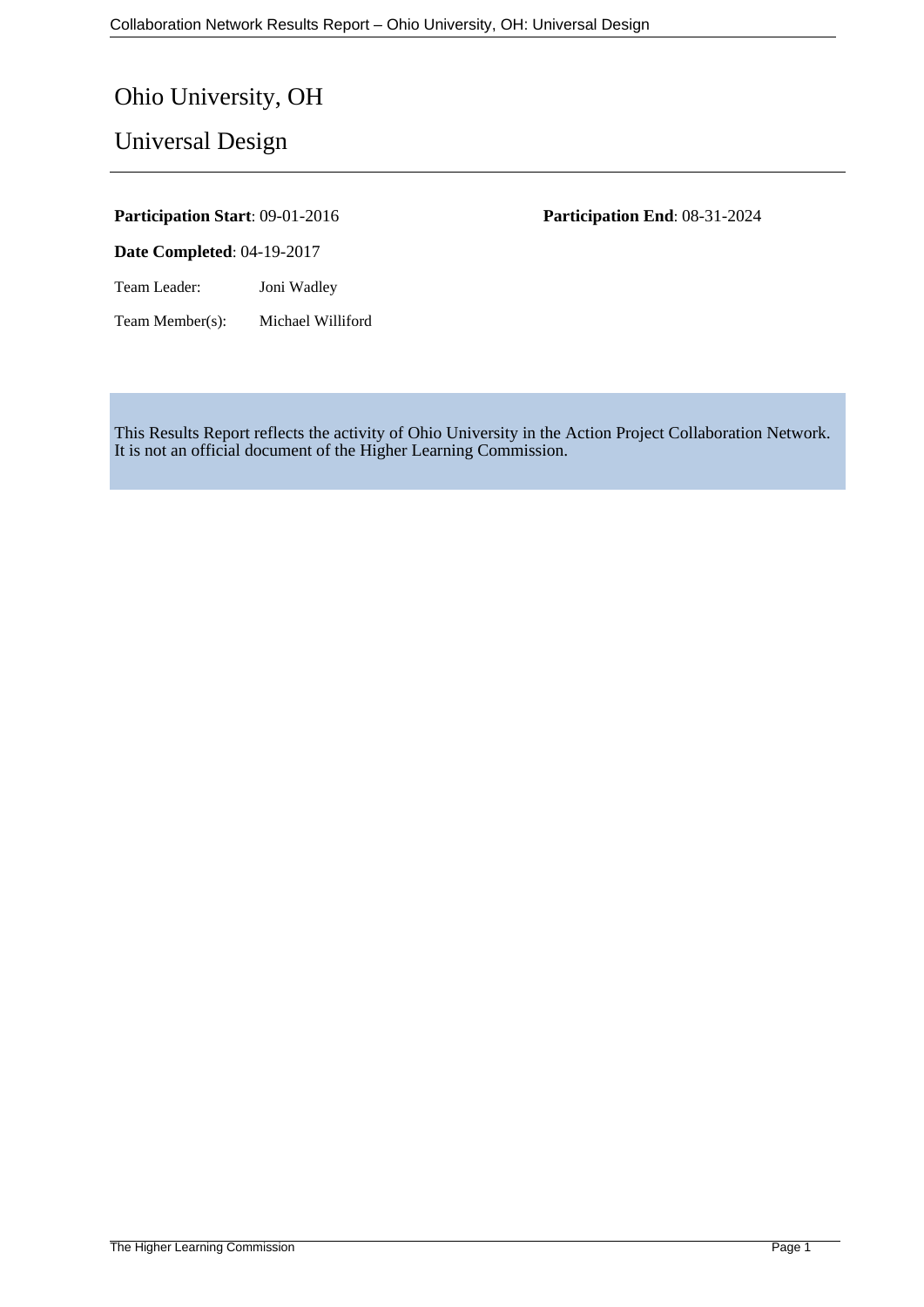# Ohio University, OH

## Universal Design

**Participation Start**: 09-01-2016

**Participation End**: 08-31-2024

**Date Completed**: 04-19-2017

Team Leader: Joni Wadley

Team Member(s): Michael Williford

This Results Report reflects the activity of Ohio University in the Action Project Collaboration Network. It is not an official document of the Higher Learning Commission.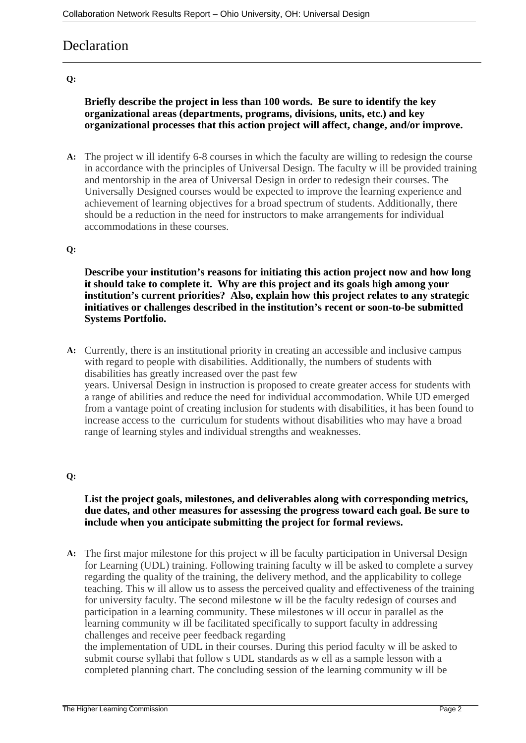# Declaration

**Q:**

**Briefly describe the project in less than 100 words. Be sure to identify the key organizational areas (departments, programs, divisions, units, etc.) and key organizational processes that this action project will affect, change, and/or improve.**

**A:** The project will identify 6-8 courses in which the faculty are willing to redesign the course in accordance with the principles of Universal Design. The faculty will be provided training and mentorship in the area of Universal Design in order to redesign their courses. The Universally Designed courses would be expected to improve the learning experience and achievement of learning objectives for a broad spectrum of students. Additionally, there should be a reduction in the need for instructors to make arrangements for individual accommodations in these courses.

**Q:**

**Describe your institution's reasons for initiating this action project now and how long it should take to complete it. Why are this project and its goals high among your institution's current priorities? Also, explain how this project relates to any strategic initiatives or challenges described in the institution's recent or soon-to-be submitted Systems Portfolio.**

**A:** Currently, there is an institutional priority in creating an accessible and inclusive campus with regard to people with disabilities. Additionally, the numbers of students with disabilities has greatly increased over the past few years. Universal Design in instruction is proposed to create greater access for students with a range of abilities and reduce the need for individual accommodation. While UD emerged from a vantage point of creating inclusion for students with disabilities, it has been found to increase access to the curriculum for students without disabilities who may have a broad range of learning styles and individual strengths and weaknesses.

**Q:**

**List the project goals, milestones, and deliverables along with corresponding metrics, due dates, and other measures for assessing the progress toward each goal. Be sure to include when you anticipate submitting the project for formal reviews.**

**A:** The first major milestone for this project will be faculty participation in Universal Design for Learning (UDL) training. Following training faculty will be asked to complete a survey regarding the quality of the training, the delivery method, and the applicability to college teaching. This will allow us to assess the perceived quality and effectiveness of the training for university faculty. The second milestone will be the faculty redesign of courses and participation in a learning community. These milestones will occur in parallel as the learning community will be facilitated specifically to support faculty in addressing challenges and receive peer feedback regarding the implementation of UDL in their courses. During this period faculty will be asked to submit course syllabi that follows UDL standards as well as a sample lesson with a completed planning chart. The concluding session of the learning community will be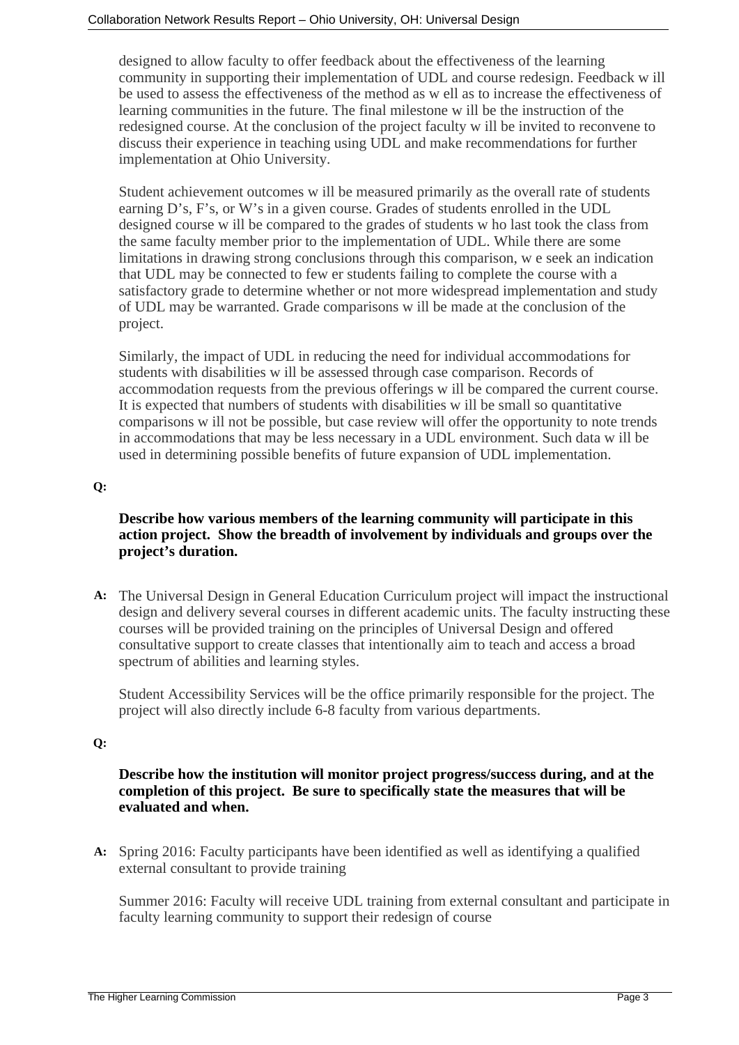designed to allow faculty to offer feedback about the effectiveness of the learning community in supporting their implementation of UDL and course redesign. Feedback w ill be used to assess the effectiveness of the method as w ell as to increase the effectiveness of learning communities in the future. The final milestone w ill be the instruction of the redesigned course. At the conclusion of the project faculty w ill be invited to reconvene to discuss their experience in teaching using UDL and make recommendations for further implementation at Ohio University.

Student achievement outcomes w ill be measured primarily as the overall rate of students earning D's, F's, or W's in a given course. Grades of students enrolled in the UDL designed course w ill be compared to the grades of students w ho last took the class from the same faculty member prior to the implementation of UDL. While there are some limitations in drawing strong conclusions through this comparison, w e seek an indication that UDL may be connected to few er students failing to complete the course with a satisfactory grade to determine whether or not more widespread implementation and study of UDL may be warranted. Grade comparisons w ill be made at the conclusion of the project.

Similarly, the impact of UDL in reducing the need for individual accommodations for students with disabilities w ill be assessed through case comparison. Records of accommodation requests from the previous offerings w ill be compared the current course. It is expected that numbers of students with disabilities w ill be small so quantitative comparisons w ill not be possible, but case review will offer the opportunity to note trends in accommodations that may be less necessary in a UDL environment. Such data w ill be used in determining possible benefits of future expansion of UDL implementation.

**Q:**

**Describe how various members of the learning community will participate in this action project. Show the breadth of involvement by individuals and groups over the project's duration.**

**A:** The Universal Design in General Education Curriculum project will impact the instructional design and delivery several courses in different academic units. The faculty instructing these courses will be provided training on the principles of Universal Design and offered consultative support to create classes that intentionally aim to teach and access a broad spectrum of abilities and learning styles.

Student Accessibility Services will be the office primarily responsible for the project. The project will also directly include 6-8 faculty from various departments.

**Q:**

**Describe how the institution will monitor project progress/success during, and at the completion of this project. Be sure to specifically state the measures that will be evaluated and when.**

**A:** Spring 2016: Faculty participants have been identified as well as identifying a qualified external consultant to provide training

Summer 2016: Faculty will receive UDL training from external consultant and participate in faculty learning community to support their redesign of course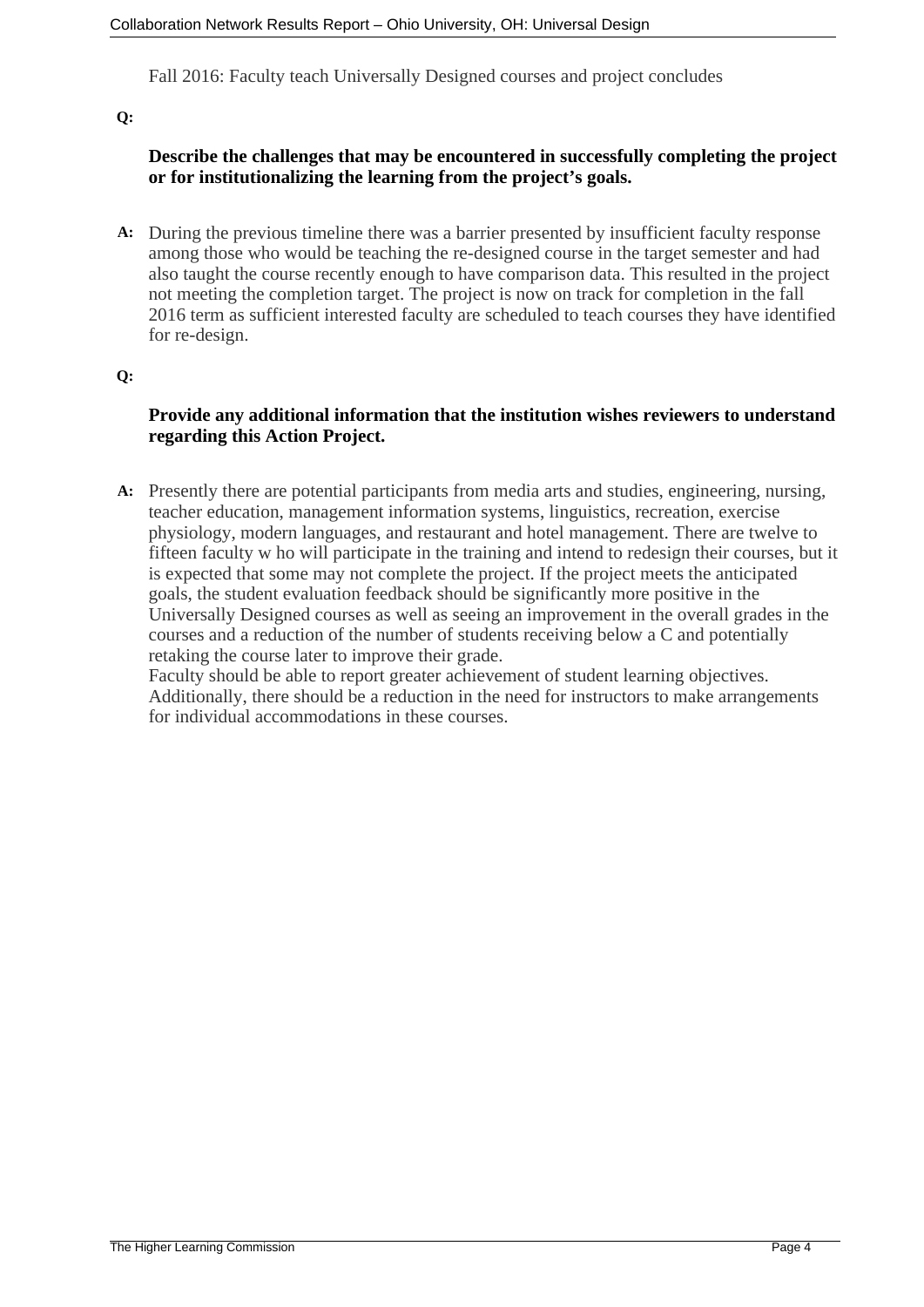Fall 2016: Faculty teach Universally Designed courses and project concludes

**Q:**

**Describe the challenges that may be encountered in successfully completing the project or for institutionalizing the learning from the project's goals.**

**A:** During the previous timeline there was a barrier presented by insufficient faculty response among those who would be teaching the re-designed course in the target semester and had also taught the course recently enough to have comparison data. This resulted in the project not meeting the completion target. The project is now on track for completion in the fall 2016 term as sufficient interested faculty are scheduled to teach courses they have identified for re-design.

**Q:**

**Provide any additional information that the institution wishes reviewers to understand regarding this Action Project.**

**A:** Presently there are potential participants from media arts and studies, engineering, nursing, teacher education, management information systems, linguistics, recreation, exercise physiology, modern languages, and restaurant and hotel management. There are twelve to fifteen faculty w ho will participate in the training and intend to redesign their courses, but it is expected that some may not complete the project. If the project meets the anticipated goals, the student evaluation feedback should be significantly more positive in the Universally Designed courses as well as seeing an improvement in the overall grades in the courses and a reduction of the number of students receiving below a C and potentially retaking the course later to improve their grade.

Faculty should be able to report greater achievement of student learning objectives. Additionally, there should be a reduction in the need for instructors to make arrangements for individual accommodations in these courses.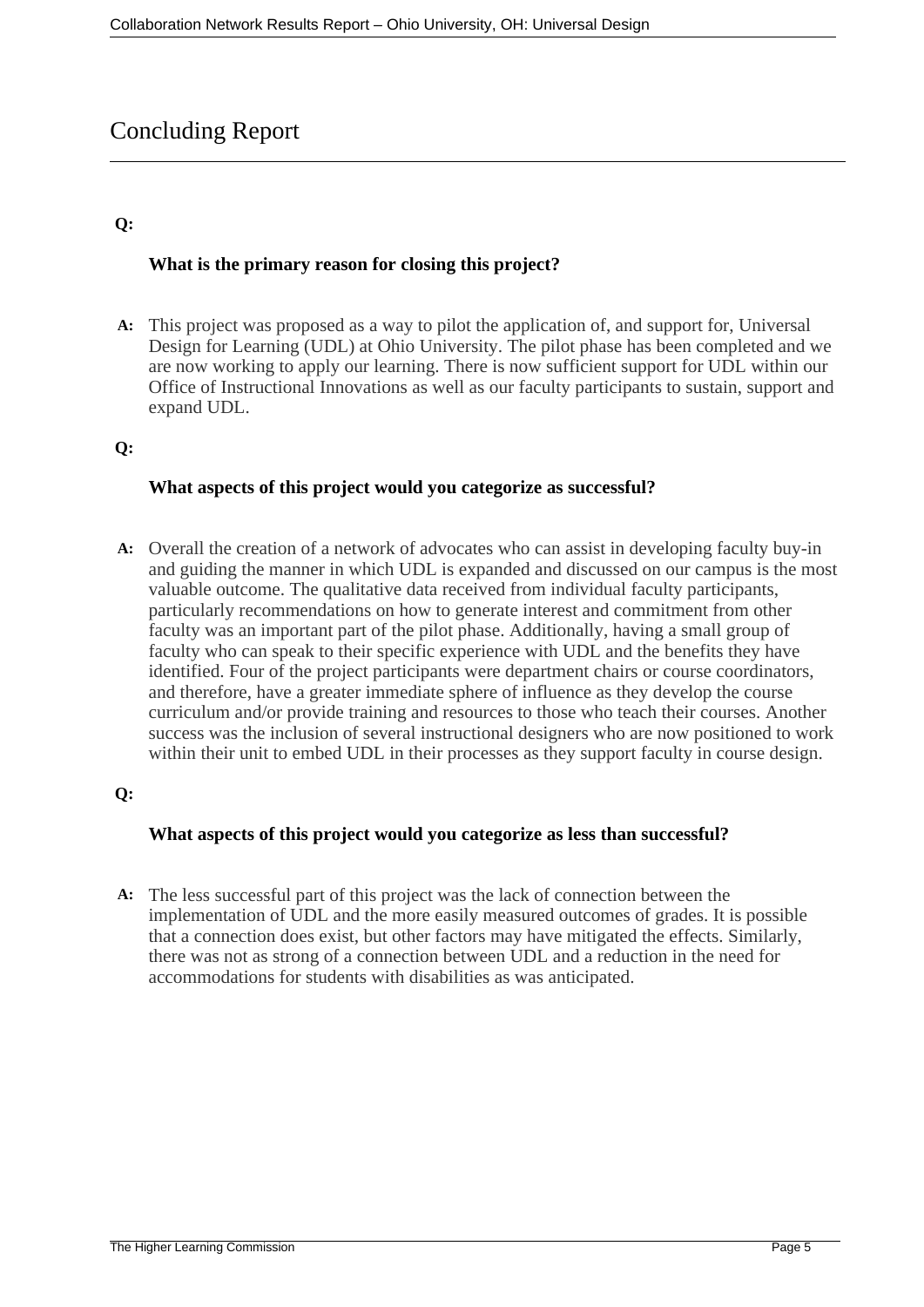# Concluding Report

**Q:**

**What is the primary reason for closing this project?**

**A:** This project was proposed as a way to pilot the application of, and support for, Universal Design for Learning (UDL) at Ohio University. The pilot phase has been completed and we are now working to apply our learning. There is now sufficient support for UDL within our Office of Instructional Innovations as well as our faculty participants to sustain, support and expand UDL.

**Q:**

**What aspects of this project would you categorize as successful?**

**A:** Overall the creation of a network of advocates who can assist in developing faculty buy-in and guiding the manner in which UDL is expanded and discussed on our campus is the most valuable outcome. The qualitative data received from individual faculty participants, particularly recommendations on how to generate interest and commitment from other faculty was an important part of the pilot phase. Additionally, having a small group of faculty who can speak to their specific experience with UDL and the benefits they have identified. Four of the project participants were department chairs or course coordinators, and therefore, have a greater immediate sphere of influence as they develop the course curriculum and/or provide training and resources to those who teach their courses. Another success was the inclusion of several instructional designers who are now positioned to work within their unit to embed UDL in their processes as they support faculty in course design.

**Q:**

**What aspects of this project would you categorize as less than successful?**

**A:** The less successful part of this project was the lack of connection between the implementation of UDL and the more easily measured outcomes of grades. It is possible that a connection does exist, but other factors may have mitigated the effects. Similarly, there was not as strong of a connection between UDL and a reduction in the need for accommodations for students with disabilities as was anticipated.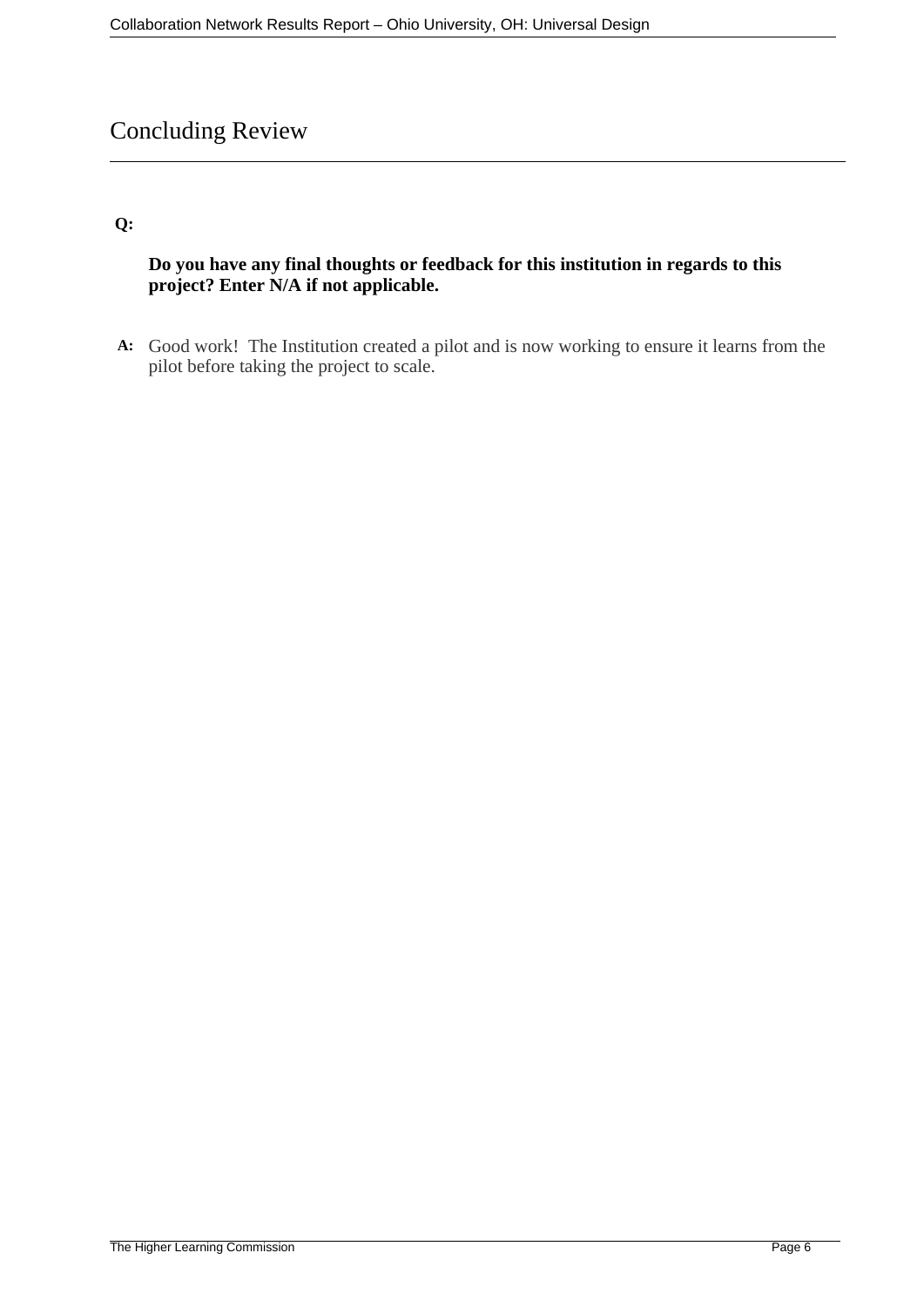# Concluding Review

**Q:**

**Do you have any final thoughts or feedback for this institution in regards to this project? Enter N/A if not applicable.**

**A:** Good work! The Institution created a pilot and is now working to ensure it learns from the pilot before taking the project to scale.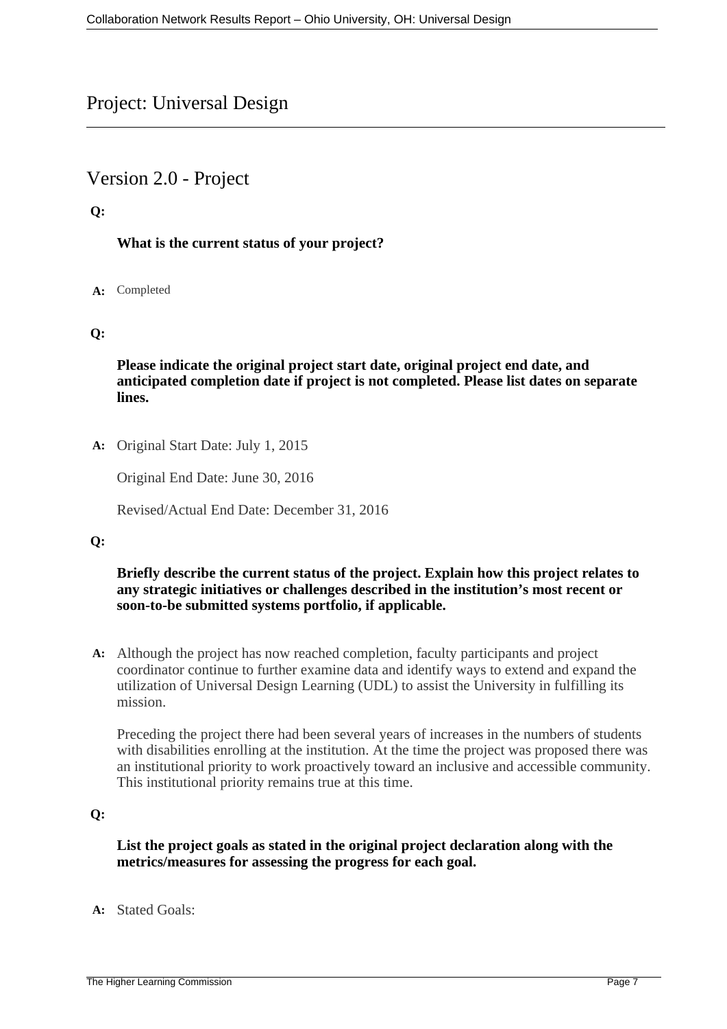# Project: Universal Design

## Version 2.0 - Project

**Q:**

**What is the current status of your project?**

**A:** Completed

**Q:**

**Please indicate the original project start date, original project end date, and anticipated completion date if project is not completed. Please list dates on separate lines.**

**A:** Original Start Date: July 1, 2015

Original End Date: June 30, 2016

Revised/Actual End Date: December 31, 2016

**Q:**

**Briefly describe the current status of the project. Explain how this project relates to any strategic initiatives or challenges described in the institution's most recent or soon-to-be submitted systems portfolio, if applicable.**

**A:** Although the project has now reached completion, faculty participants and project coordinator continue to further examine data and identify ways to extend and expand the utilization of Universal Design Learning (UDL) to assist the University in fulfilling its mission.

Preceding the project there had been several years of increases in the numbers of students with disabilities enrolling at the institution. At the time the project was proposed there was an institutional priority to work proactively toward an inclusive and accessible community. This institutional priority remains true at this time.

**Q:**

**List the project goals as stated in the original project declaration along with the metrics/measures for assessing the progress for each goal.**

**A:** Stated Goals: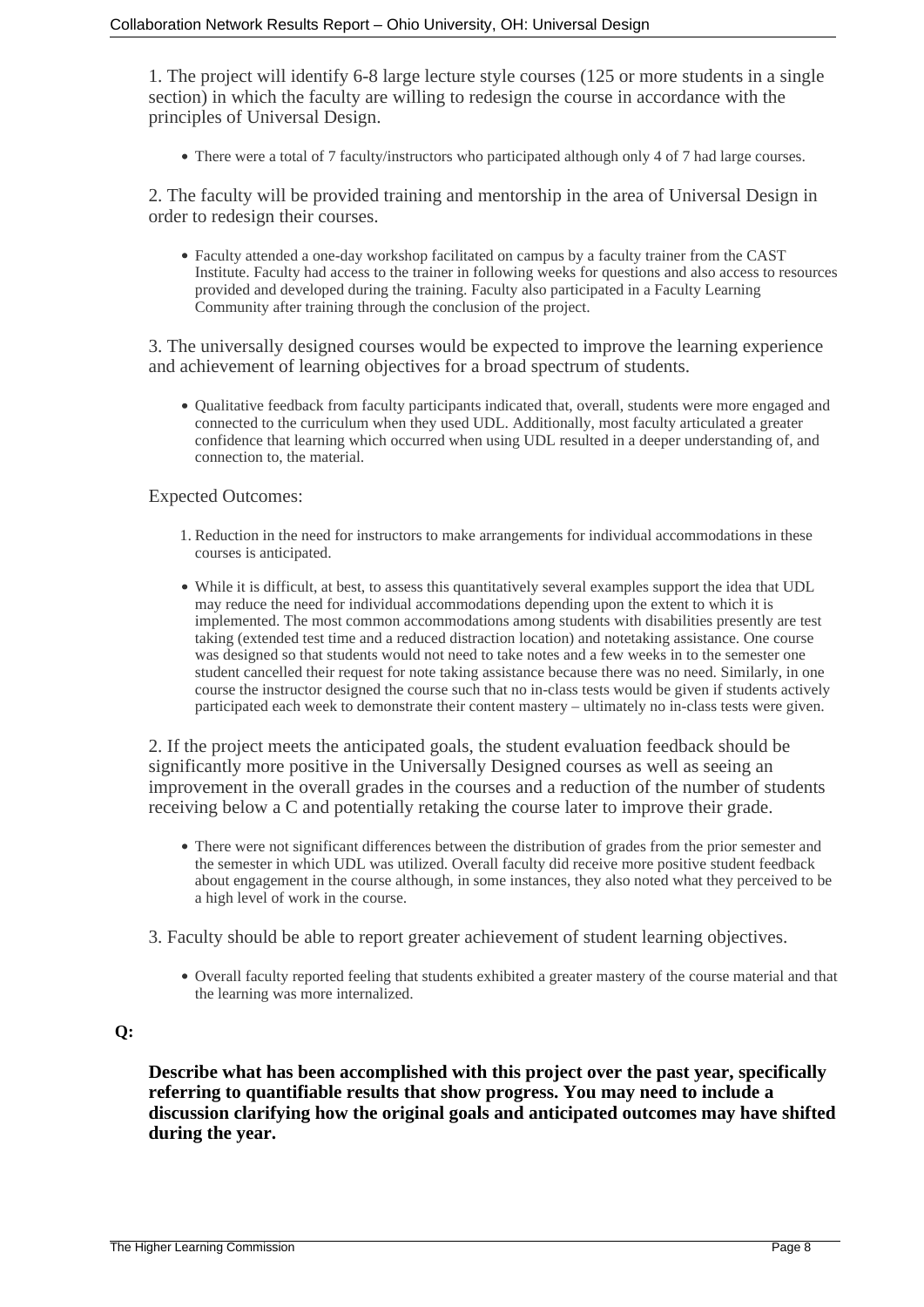1. The project will identify 6-8 large lecture style courses (125 or more students in a single section) in which the faculty are willing to redesign the course in accordance with the principles of Universal Design.

- There were a total of 7 faculty/instructors who participated although only 4 of 7 had large courses.

2. The faculty will be provided training and mentorship in the area of Universal Design in order to redesign their courses.

- Faculty attended a one-day workshop facilitated on campus by a faculty trainer from the CAST Institute. Faculty had access to the trainer in following weeks for questions and also access to resources provided and developed during the training. Faculty also participated in a Faculty Learning Community after training through the conclusion of the project.

3. The universally designed courses would be expected to improve the learning experience and achievement of learning objectives for a broad spectrum of students.

- Qualitative feedback from faculty participants indicated that, overall, students were more engaged and connected to the curriculum when they used UDL. Additionally, most faculty articulated a greater confidence that learning which occurred when using UDL resulted in a deeper understanding of, and connection to, the material.

Expected Outcomes:

1. Reduction in the need for instructors to make arrangements for individual accommodations in these courses is anticipated.

- While it is difficult, at best, to assess this quantitatively several examples support the idea that UDL may reduce the need for individual accommodations depending upon the extent to which it is implemented. The most common accommodations among students with disabilities presently are test taking (extended test time and a reduced distraction location) and notetaking assistance. One course was designed so that students would not need to take notes and a few weeks in to the semester one student cancelled their request for note taking assistance because there was no need. Similarly, in one course the instructor designed the course such that no in-class tests would be given if students actively participated each week to demonstrate their content mastery – ultimately no in-class tests were given.

2. If the project meets the anticipated goals, the student evaluation feedback should be significantly more positive in the Universally Designed courses as well as seeing an improvement in the overall grades in the courses and a reduction of the number of students receiving below a C and potentially retaking the course later to improve their grade.

- There were not significant differences between the distribution of grades from the prior semester and the semester in which UDL was utilized. Overall faculty did receive more positive student feedback about engagement in the course although, in some instances, they also noted what they perceived to be a high level of work in the course.

3. Faculty should be able to report greater achievement of student learning objectives.

- Overall faculty reported feeling that students exhibited a greater mastery of the course material and that the learning was more internalized.

**Q:**

**Describe what has been accomplished with this project over the past year, specifically referring to quantifiable results that show progress. You may need to include a discussion clarifying how the original goals and anticipated outcomes may have shifted during the year.**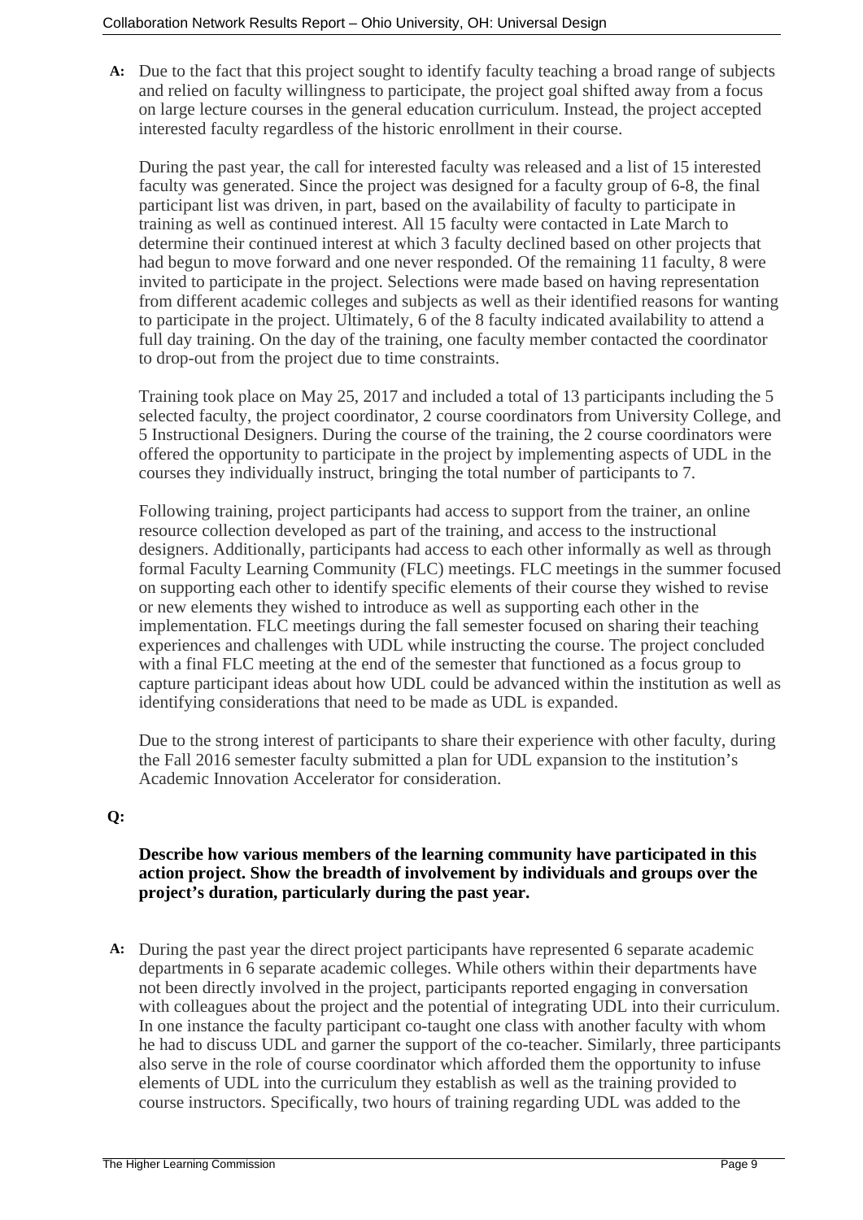**A:** Due to the fact that this project sought to identify faculty teaching a broad range of subjects and relied on faculty willingness to participate, the project goal shifted away from a focus on large lecture courses in the general education curriculum. Instead, the project accepted interested faculty regardless of the historic enrollment in their course.

During the past year, the call for interested faculty was released and a list of 15 interested faculty was generated. Since the project was designed for a faculty group of 6-8, the final participant list was driven, in part, based on the availability of faculty to participate in training as well as continued interest. All 15 faculty were contacted in Late March to determine their continued interest at which 3 faculty declined based on other projects that had begun to move forward and one never responded. Of the remaining 11 faculty, 8 were invited to participate in the project. Selections were made based on having representation from different academic colleges and subjects as well as their identified reasons for wanting to participate in the project. Ultimately, 6 of the 8 faculty indicated availability to attend a full day training. On the day of the training, one faculty member contacted the coordinator to drop-out from the project due to time constraints.

Training took place on May 25, 2017 and included a total of 13 participants including the 5 selected faculty, the project coordinator, 2 course coordinators from University College, and 5 Instructional Designers. During the course of the training, the 2 course coordinators were offered the opportunity to participate in the project by implementing aspects of UDL in the courses they individually instruct, bringing the total number of participants to 7.

Following training, project participants had access to support from the trainer, an online resource collection developed as part of the training, and access to the instructional designers. Additionally, participants had access to each other informally as well as through formal Faculty Learning Community (FLC) meetings. FLC meetings in the summer focused on supporting each other to identify specific elements of their course they wished to revise or new elements they wished to introduce as well as supporting each other in the implementation. FLC meetings during the fall semester focused on sharing their teaching experiences and challenges with UDL while instructing the course. The project concluded with a final FLC meeting at the end of the semester that functioned as a focus group to capture participant ideas about how UDL could be advanced within the institution as well as identifying considerations that need to be made as UDL is expanded.

Due to the strong interest of participants to share their experience with other faculty, during the Fall 2016 semester faculty submitted a plan for UDL expansion to the institution's Academic Innovation Accelerator for consideration.

**Q:**

**Describe how various members of the learning community have participated in this action project. Show the breadth of involvement by individuals and groups over the project's duration, particularly during the past year.**

**A:** During the past year the direct project participants have represented 6 separate academic departments in 6 separate academic colleges. While others within their departments have not been directly involved in the project, participants reported engaging in conversation with colleagues about the project and the potential of integrating UDL into their curriculum. In one instance the faculty participant co-taught one class with another faculty with whom he had to discuss UDL and garner the support of the co-teacher. Similarly, three participants also serve in the role of course coordinator which afforded them the opportunity to infuse elements of UDL into the curriculum they establish as well as the training provided to course instructors. Specifically, two hours of training regarding UDL was added to the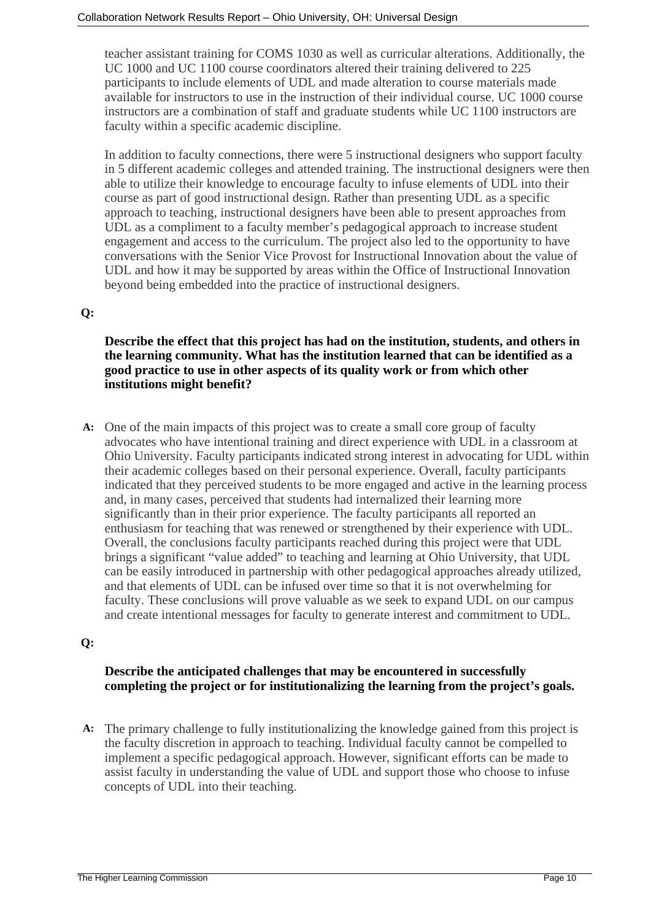teacher assistant training for COMS 1030 as well as curricular alterations. Additionally, the UC 1000 and UC 1100 course coordinators altered their training delivered to 225 participants to include elements of UDL and made alteration to course materials made available for instructors to use in the instruction of their individual course. UC 1000 course instructors are a combination of staff and graduate students while UC 1100 instructors are faculty within a specific academic discipline.

In addition to faculty connections, there were 5 instructional designers who support faculty in 5 different academic colleges and attended training. The instructional designers were then able to utilize their knowledge to encourage faculty to infuse elements of UDL into their course as part of good instructional design. Rather than presenting UDL as a specific approach to teaching, instructional designers have been able to present approaches from UDL as a compliment to a faculty member's pedagogical approach to increase student engagement and access to the curriculum. The project also led to the opportunity to have conversations with the Senior Vice Provost for Instructional Innovation about the value of UDL and how it may be supported by areas within the Office of Instructional Innovation beyond being embedded into the practice of instructional designers.

**Q:**

**Describe the effect that this project has had on the institution, students, and others in the learning community. What has the institution learned that can be identified as a good practice to use in other aspects of its quality work or from which other institutions might benefit?**

**A:** One of the main impacts of this project was to create a small core group of faculty advocates who have intentional training and direct experience with UDL in a classroom at Ohio University. Faculty participants indicated strong interest in advocating for UDL within their academic colleges based on their personal experience. Overall, faculty participants indicated that they perceived students to be more engaged and active in the learning process and, in many cases, perceived that students had internalized their learning more significantly than in their prior experience. The faculty participants all reported an enthusiasm for teaching that was renewed or strengthened by their experience with UDL. Overall, the conclusions faculty participants reached during this project were that UDL brings a significant "value added" to teaching and learning at Ohio University, that UDL can be easily introduced in partnership with other pedagogical approaches already utilized, and that elements of UDL can be infused over time so that it is not overwhelming for faculty. These conclusions will prove valuable as we seek to expand UDL on our campus and create intentional messages for faculty to generate interest and commitment to UDL.

**Q:**

**Describe the anticipated challenges that may be encountered in successfully completing the project or for institutionalizing the learning from the project's goals.**

**A:** The primary challenge to fully institutionalizing the knowledge gained from this project is the faculty discretion in approach to teaching. Individual faculty cannot be compelled to implement a specific pedagogical approach. However, significant efforts can be made to assist faculty in understanding the value of UDL and support those who choose to infuse concepts of UDL into their teaching.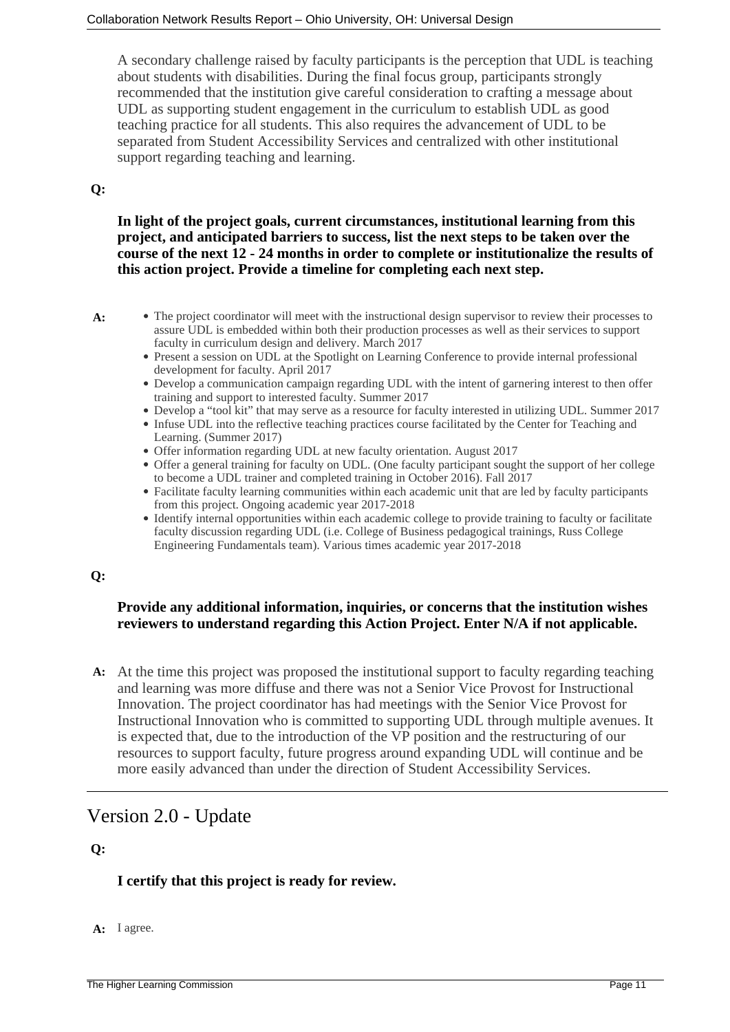A secondary challenge raised by faculty participants is the perception that UDL is teaching about students with disabilities. During the final focus group, participants strongly recommended that the institution give careful consideration to crafting a message about UDL as supporting student engagement in the curriculum to establish UDL as good teaching practice for all students. This also requires the advancement of UDL to be separated from Student Accessibility Services and centralized with other institutional support regarding teaching and learning.

**Q:**

**In light of the project goals, current circumstances, institutional learning from this project, and anticipated barriers to success, list the next steps to be taken over the course of the next 12 - 24 months in order to complete or institutionalize the results of this action project. Provide a timeline for completing each next step.**

**A:**

- The project coordinator will meet with the instructional design supervisor to review their processes to assure UDL is embedded within both their production processes as well as their services to support faculty in curriculum design and delivery. March 2017
- Present a session on UDL at the Spotlight on Learning Conference to provide internal professional development for faculty. April 2017
- Develop a communication campaign regarding UDL with the intent of garnering interest to then offer training and support to interested faculty. Summer 2017
- Develop a "tool kit" that may serve as a resource for faculty interested in utilizing UDL. Summer 2017
- Infuse UDL into the reflective teaching practices course facilitated by the Center for Teaching and Learning. (Summer 2017)
- Offer information regarding UDL at new faculty orientation. August 2017
- Offer a general training for faculty on UDL. (One faculty participant sought the support of her college to become a UDL trainer and completed training in October 2016). Fall 2017
- Facilitate faculty learning communities within each academic unit that are led by faculty participants from this project. Ongoing academic year 2017-2018
- Identify internal opportunities within each academic college to provide training to faculty or facilitate faculty discussion regarding UDL (i.e. College of Business pedagogical trainings, Russ College Engineering Fundamentals team). Various times academic year 2017-2018

**Q:**

**Provide any additional information, inquiries, or concerns that the institution wishes reviewers to understand regarding this Action Project. Enter N/A if not applicable.**

**A:** At the time this project was proposed the institutional support to faculty regarding teaching and learning was more diffuse and there was not a Senior Vice Provost for Instructional Innovation. The project coordinator has had meetings with the Senior Vice Provost for Instructional Innovation who is committed to supporting UDL through multiple avenues. It is expected that, due to the introduction of the VP position and the restructuring of our resources to support faculty, future progress around expanding UDL will continue and be more easily advanced than under the direction of Student Accessibility Services.

---

## Version 2.0 - Update

**Q:**

**I certify that this project is ready for review.**

**A:** I agree.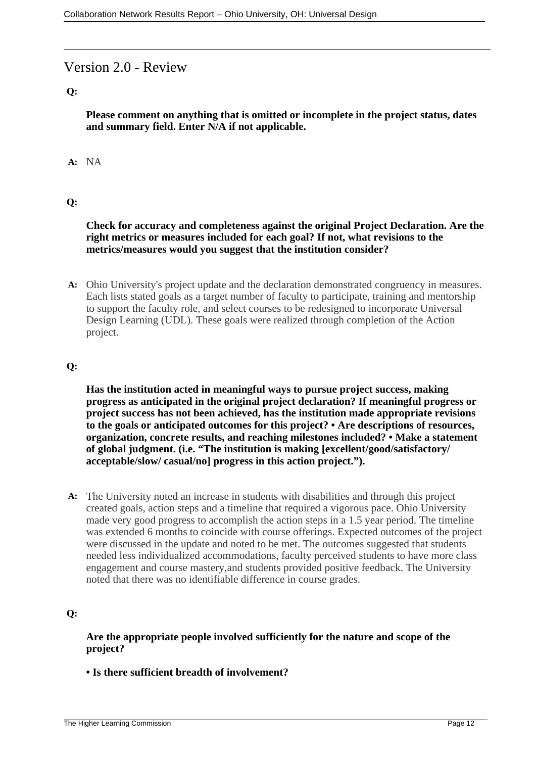## Version 2.0 - Review

**Q:**

**Please comment on anything that is omitted or incomplete in the project status, dates and summary field. Enter N/A if not applicable.**

**A:** NA

**Q:**

**Check for accuracy and completeness against the original Project Declaration. Are the right metrics or measures included for each goal? If not, what revisions to the metrics/measures would you suggest that the institution consider?**

**A:** Ohio University's project update and the declaration demonstrated congruency in measures. Each lists stated goals as a target number of faculty to participate, training and mentorship to support the faculty role, and select courses to be redesigned to incorporate Universal Design Learning (UDL). These goals were realized through completion of the Action project.

**Q:**

**Has the institution acted in meaningful ways to pursue project success, making progress as anticipated in the original project declaration? If meaningful progress or project success has not been achieved, has the institution made appropriate revisions to the goals or anticipated outcomes for this project? • Are descriptions of resources, organization, concrete results, and reaching milestones included? • Make a statement of global judgment. (i.e. "The institution is making [excellent/good/satisfactory/ acceptable/slow/ casual/no] progress in this action project.").**

**A:** The University noted an increase in students with disabilities and through this project created goals, action steps and a timeline that required a vigorous pace. Ohio University made very good progress to accomplish the action steps in a 1.5 year period. The timeline was extended 6 months to coincide with course offerings. Expected outcomes of the project were discussed in the update and noted to be met. The outcomes suggested that students needed less individualized accommodations, faculty perceived students to have more class engagement and course mastery,and students provided positive feedback. The University noted that there was no identifiable difference in course grades.

**Q:**

**Are the appropriate people involved sufficiently for the nature and scope of the project?**

**• Is there sufficient breadth of involvement?**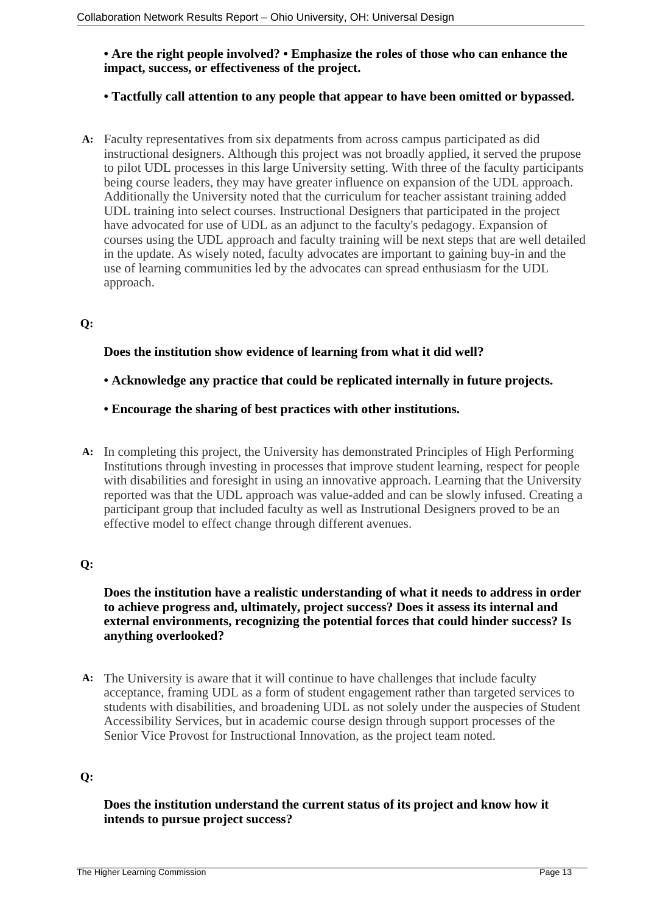**• Are the right people involved? • Emphasize the roles of those who can enhance the impact, success, or effectiveness of the project.**

**• Tactfully call attention to any people that appear to have been omitted or bypassed.**

**A:** Faculty representatives from six depatments from across campus participated as did instructional designers. Although this project was not broadly applied, it served the prupose to pilot UDL processes in this large University setting. With three of the faculty participants being course leaders, they may have greater influence on expansion of the UDL approach. Additionally the University noted that the curriculum for teacher assistant training added UDL training into select courses. Instructional Designers that participated in the project have advocated for use of UDL as an adjunct to the faculty's pedagogy. Expansion of courses using the UDL approach and faculty training will be next steps that are well detailed in the update. As wisely noted, faculty advocates are important to gaining buy-in and the use of learning communities led by the advocates can spread enthusiasm for the UDL approach.

**Q:**

**Does the institution show evidence of learning from what it did well?**

**• Acknowledge any practice that could be replicated internally in future projects.**

**• Encourage the sharing of best practices with other institutions.**

**A:** In completing this project, the University has demonstrated Principles of High Performing Institutions through investing in processes that improve student learning, respect for people with disabilities and foresight in using an innovative approach. Learning that the University reported was that the UDL approach was value-added and can be slowly infused. Creating a participant group that included faculty as well as Instrutional Designers proved to be an effective model to effect change through different avenues.

**Q:**

**Does the institution have a realistic understanding of what it needs to address in order to achieve progress and, ultimately, project success? Does it assess its internal and external environments, recognizing the potential forces that could hinder success? Is anything overlooked?**

**A:** The University is aware that it will continue to have challenges that include faculty acceptance, framing UDL as a form of student engagement rather than targeted services to students with disabilities, and broadening UDL as not solely under the auspecies of Student Accessibility Services, but in academic course design through support processes of the Senior Vice Provost for Instructional Innovation, as the project team noted.

**Q:**

**Does the institution understand the current status of its project and know how it intends to pursue project success?**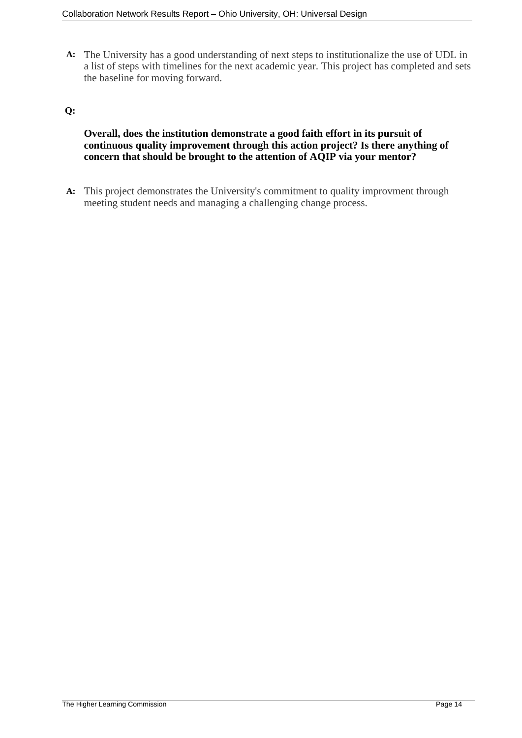**A:** The University has a good understanding of next steps to institutionalize the use of UDL in a list of steps with timelines for the next academic year. This project has completed and sets the baseline for moving forward.

**Q:**

**Overall, does the institution demonstrate a good faith effort in its pursuit of continuous quality improvement through this action project? Is there anything of concern that should be brought to the attention of AQIP via your mentor?**

**A:** This project demonstrates the University's commitment to quality improvment through meeting student needs and managing a challenging change process.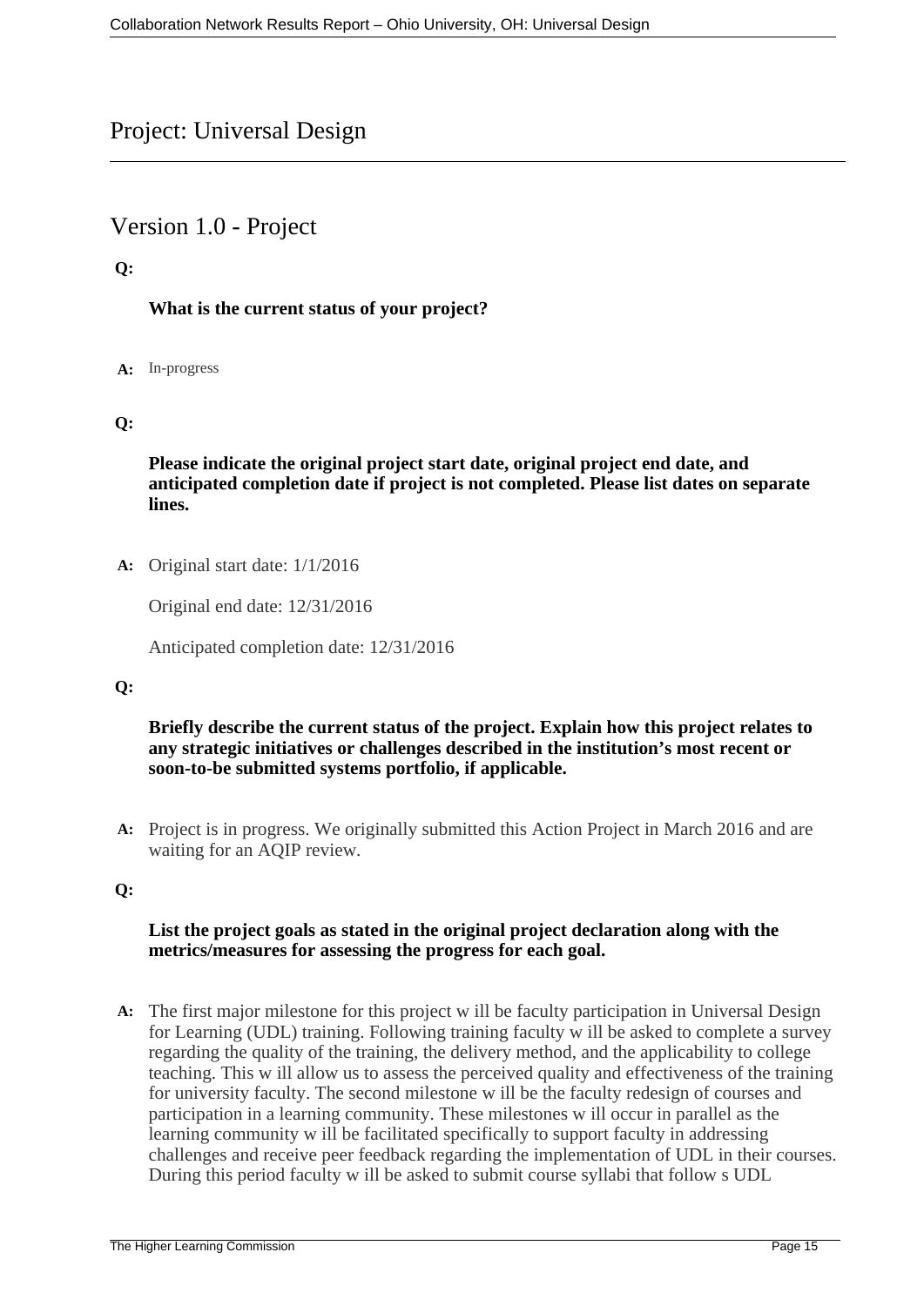# Project: Universal Design

## Version 1.0 - Project

**Q:**

**What is the current status of your project?**

**A:** In-progress

**Q:**

**Please indicate the original project start date, original project end date, and anticipated completion date if project is not completed. Please list dates on separate lines.**

**A:** Original start date: 1/1/2016

Original end date: 12/31/2016

Anticipated completion date: 12/31/2016

**Q:**

**Briefly describe the current status of the project. Explain how this project relates to any strategic initiatives or challenges described in the institution's most recent or soon-to-be submitted systems portfolio, if applicable.**

**A:** Project is in progress. We originally submitted this Action Project in March 2016 and are waiting for an AQIP review.

**Q:**

**List the project goals as stated in the original project declaration along with the metrics/measures for assessing the progress for each goal.**

**A:** The first major milestone for this project w ill be faculty participation in Universal Design for Learning (UDL) training. Following training faculty w ill be asked to complete a survey regarding the quality of the training, the delivery method, and the applicability to college teaching. This w ill allow us to assess the perceived quality and effectiveness of the training for university faculty. The second milestone w ill be the faculty redesign of courses and participation in a learning community. These milestones w ill occur in parallel as the learning community w ill be facilitated specifically to support faculty in addressing challenges and receive peer feedback regarding the implementation of UDL in their courses. During this period faculty w ill be asked to submit course syllabi that follow s UDL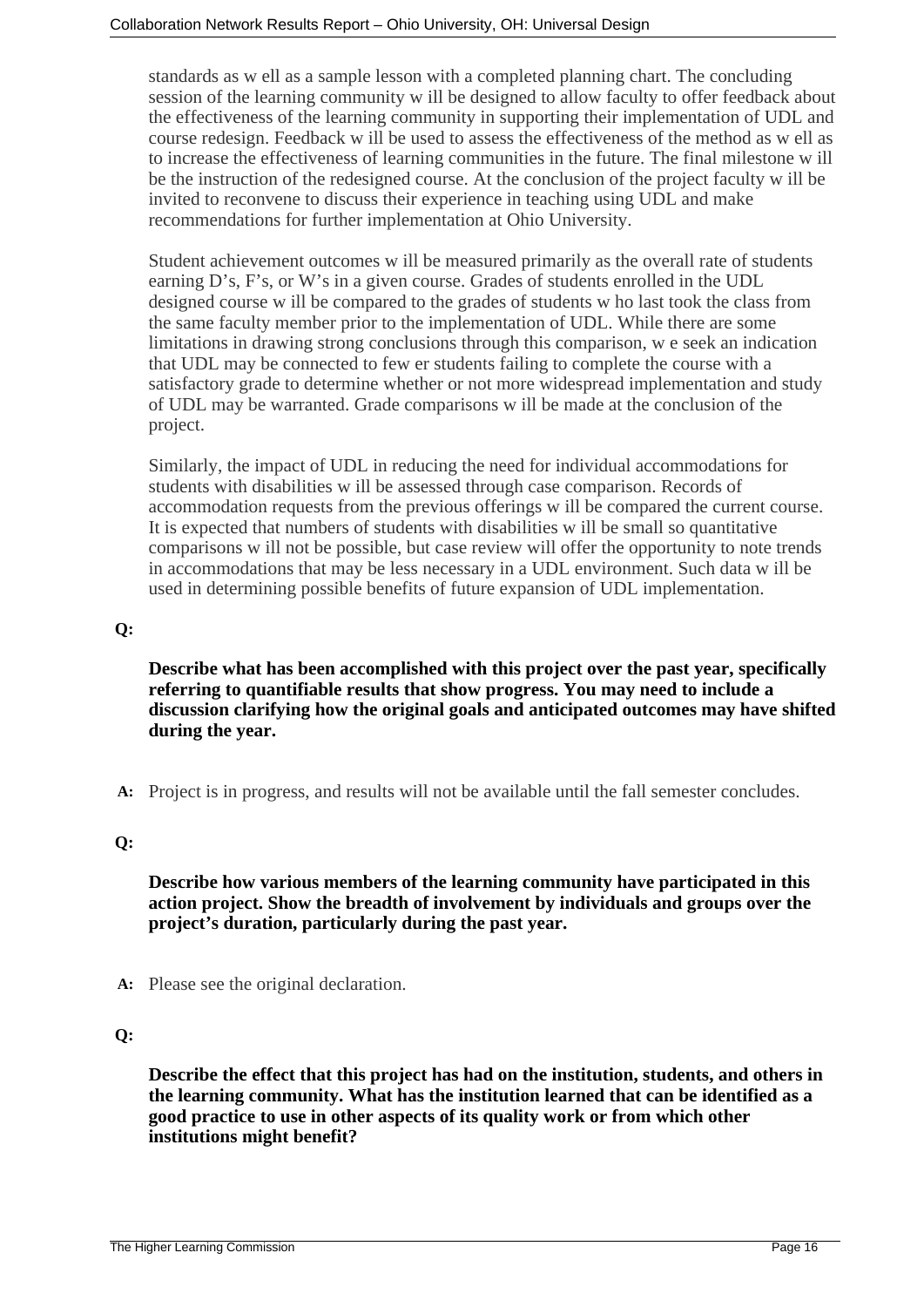standards as well as a sample lesson with a completed planning chart. The concluding session of the learning community will be designed to allow faculty to offer feedback about the effectiveness of the learning community in supporting their implementation of UDL and course redesign. Feedback will be used to assess the effectiveness of the method as well as to increase the effectiveness of learning communities in the future. The final milestone will be the instruction of the redesigned course. At the conclusion of the project faculty will be invited to reconvene to discuss their experience in teaching using UDL and make recommendations for further implementation at Ohio University.

Student achievement outcomes will be measured primarily as the overall rate of students earning D's, F's, or W's in a given course. Grades of students enrolled in the UDL designed course will be compared to the grades of students who last took the class from the same faculty member prior to the implementation of UDL. While there are some limitations in drawing strong conclusions through this comparison, we seek an indication that UDL may be connected to fewer students failing to complete the course with a satisfactory grade to determine whether or not more widespread implementation and study of UDL may be warranted. Grade comparisons will be made at the conclusion of the project.

Similarly, the impact of UDL in reducing the need for individual accommodations for students with disabilities will be assessed through case comparison. Records of accommodation requests from the previous offerings will be compared the current course. It is expected that numbers of students with disabilities will be small so quantitative comparisons will not be possible, but case review will offer the opportunity to note trends in accommodations that may be less necessary in a UDL environment. Such data will be used in determining possible benefits of future expansion of UDL implementation.

**Q:**

**Describe what has been accomplished with this project over the past year, specifically referring to quantifiable results that show progress. You may need to include a discussion clarifying how the original goals and anticipated outcomes may have shifted during the year.**

**A:** Project is in progress, and results will not be available until the fall semester concludes.

**Q:**

**Describe how various members of the learning community have participated in this action project. Show the breadth of involvement by individuals and groups over the project's duration, particularly during the past year.**

**A:** Please see the original declaration.

**Q:**

**Describe the effect that this project has had on the institution, students, and others in the learning community. What has the institution learned that can be identified as a good practice to use in other aspects of its quality work or from which other institutions might benefit?**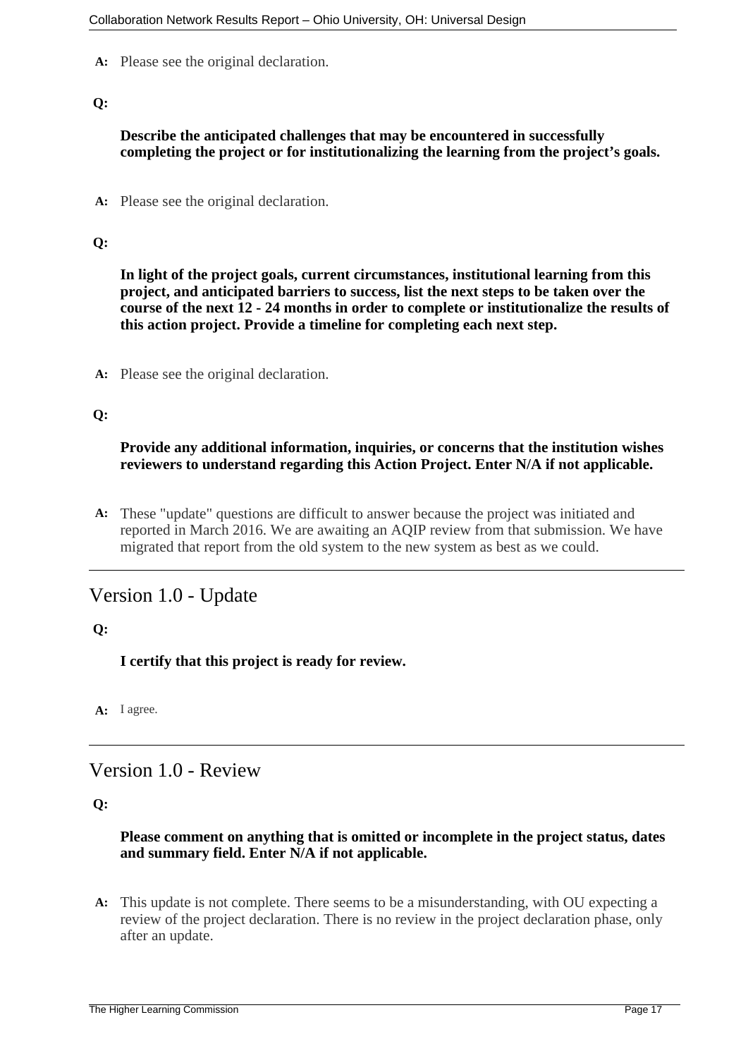**A:** Please see the original declaration.

**Q:**

**Describe the anticipated challenges that may be encountered in successfully completing the project or for institutionalizing the learning from the project's goals.**

**A:** Please see the original declaration.

**Q:**

**In light of the project goals, current circumstances, institutional learning from this project, and anticipated barriers to success, list the next steps to be taken over the course of the next 12 - 24 months in order to complete or institutionalize the results of this action project. Provide a timeline for completing each next step.**

**A:** Please see the original declaration.

**Q:**

**Provide any additional information, inquiries, or concerns that the institution wishes reviewers to understand regarding this Action Project. Enter N/A if not applicable.**

**A:** These "update" questions are difficult to answer because the project was initiated and reported in March 2016. We are awaiting an AQIP review from that submission. We have migrated that report from the old system to the new system as best as we could.

## Version 1.0 - Update

**Q:**

**I certify that this project is ready for review.**

**A:** I agree.

## Version 1.0 - Review

**Q:**

**Please comment on anything that is omitted or incomplete in the project status, dates and summary field. Enter N/A if not applicable.**

**A:** This update is not complete. There seems to be a misunderstanding, with OU expecting a review of the project declaration. There is no review in the project declaration phase, only after an update.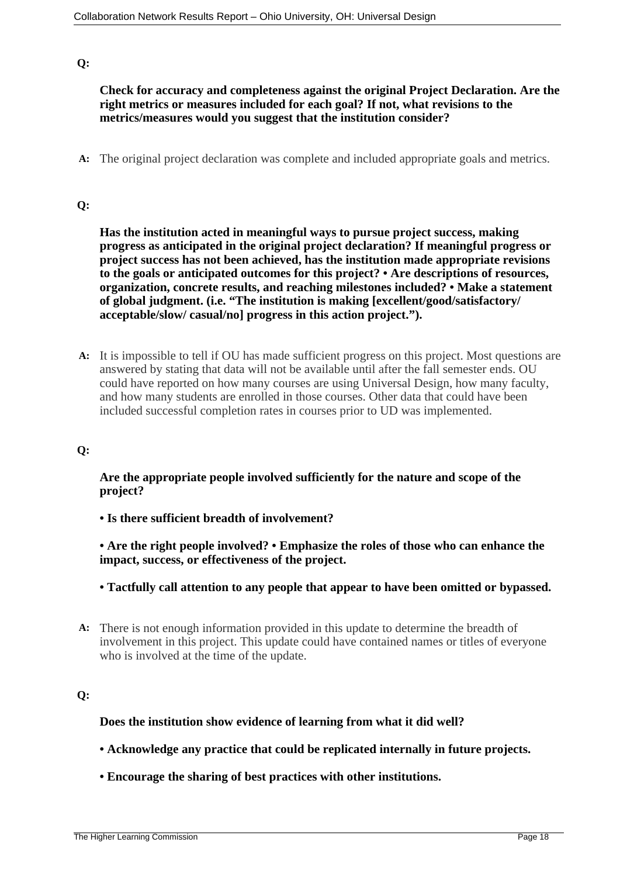**Q:**

**Check for accuracy and completeness against the original Project Declaration. Are the right metrics or measures included for each goal? If not, what revisions to the metrics/measures would you suggest that the institution consider?**

**A:** The original project declaration was complete and included appropriate goals and metrics.

**Q:**

**Has the institution acted in meaningful ways to pursue project success, making progress as anticipated in the original project declaration? If meaningful progress or project success has not been achieved, has the institution made appropriate revisions to the goals or anticipated outcomes for this project? • Are descriptions of resources, organization, concrete results, and reaching milestones included? • Make a statement of global judgment. (i.e. "The institution is making [excellent/good/satisfactory/ acceptable/slow/ casual/no] progress in this action project.").**

**A:** It is impossible to tell if OU has made sufficient progress on this project. Most questions are answered by stating that data will not be available until after the fall semester ends. OU could have reported on how many courses are using Universal Design, how many faculty, and how many students are enrolled in those courses. Other data that could have been included successful completion rates in courses prior to UD was implemented.

**Q:**

**Are the appropriate people involved sufficiently for the nature and scope of the project?**

**• Is there sufficient breadth of involvement?**

**• Are the right people involved? • Emphasize the roles of those who can enhance the impact, success, or effectiveness of the project.**

**• Tactfully call attention to any people that appear to have been omitted or bypassed.**

**A:** There is not enough information provided in this update to determine the breadth of involvement in this project. This update could have contained names or titles of everyone who is involved at the time of the update.

**Q:**

**Does the institution show evidence of learning from what it did well?**

**• Acknowledge any practice that could be replicated internally in future projects.**

**• Encourage the sharing of best practices with other institutions.**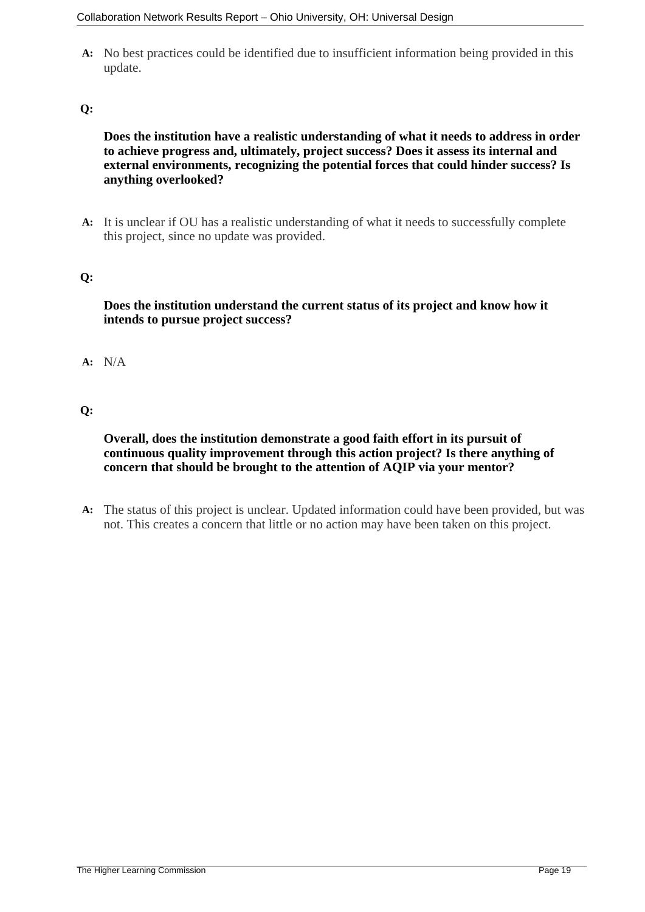**A:** No best practices could be identified due to insufficient information being provided in this update.

**Q:**

**Does the institution have a realistic understanding of what it needs to address in order to achieve progress and, ultimately, project success? Does it assess its internal and external environments, recognizing the potential forces that could hinder success? Is anything overlooked?**

**A:** It is unclear if OU has a realistic understanding of what it needs to successfully complete this project, since no update was provided.

**Q:**

**Does the institution understand the current status of its project and know how it intends to pursue project success?**

**A:** N/A

**Q:**

**Overall, does the institution demonstrate a good faith effort in its pursuit of continuous quality improvement through this action project? Is there anything of concern that should be brought to the attention of AQIP via your mentor?**

**A:** The status of this project is unclear. Updated information could have been provided, but was not. This creates a concern that little or no action may have been taken on this project.